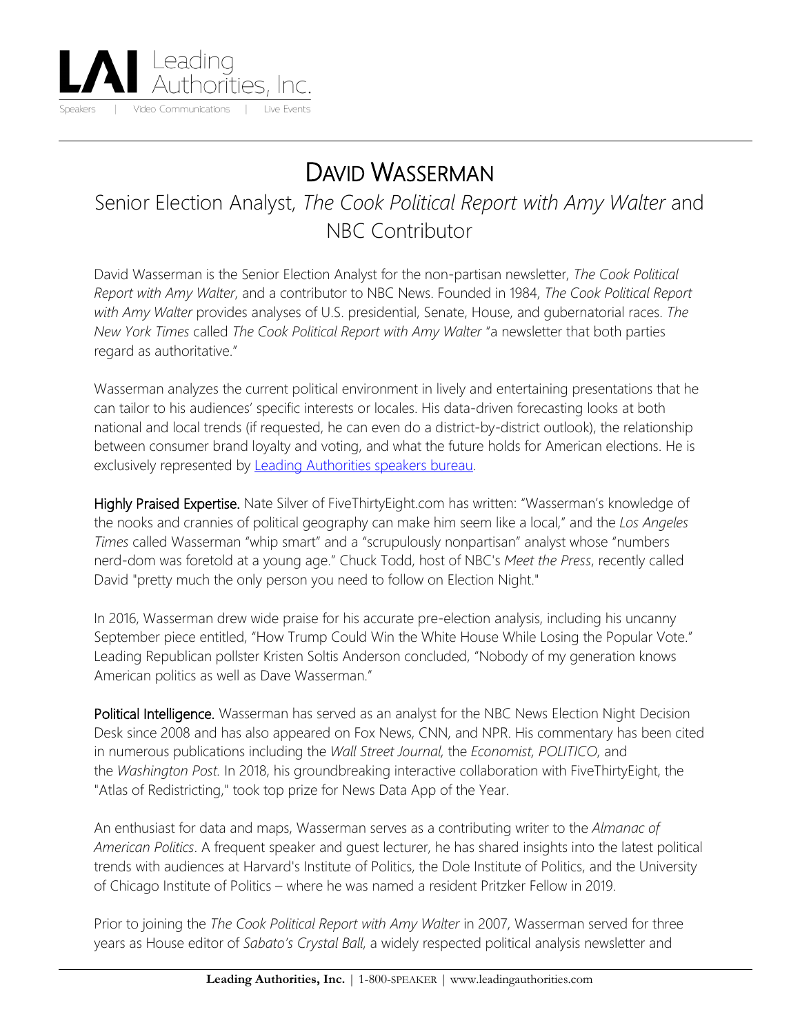# DAVID WASSERMAN

## Senior Election Analyst, *The Cook Political Report with Amy Walter* and NBC Contributor

David Wasserman is the Senior Election Analyst for the non-partisan newsletter, *The Cook Political Report with Amy Walter*, and a contributor to NBC News. Founded in 1984, *The Cook Political Report with Amy Walter* provides analyses of U.S. presidential, Senate, House, and gubernatorial races. *The New York Times* called *The Cook Political Report with Amy Walter* "a newsletter that both parties regard as authoritative."

Wasserman analyzes the current political environment in lively and entertaining presentations that he can tailor to his audiences' specific interests or locales. His data-driven forecasting looks at both national and local trends (if requested, he can even do a district-by-district outlook), the relationship between consumer brand loyalty and voting, and what the future holds for American elections. He is exclusively represented by Leading Authorities speakers bureau.

**Highly Praised Expertise.** Nate Silver of FiveThirtyEight.com has written: "Wasserman's knowledge of the nooks and crannies of political geography can make him seem like a local," and the *Los Angeles Times* called Wasserman "whip smart" and a "scrupulously nonpartisan" analyst whose "numbers nerd-dom was foretold at a young age." Chuck Todd, host of NBC's *Meet the Press*, recently called David "pretty much the only person you need to follow on Election Night."

In 2016, Wasserman drew wide praise for his accurate pre-election analysis, including his uncanny September piece entitled, "How Trump Could Win the White House While Losing the Popular Vote." Leading Republican pollster Kristen Soltis Anderson concluded, "Nobody of my generation knows American politics as well as Dave Wasserman."

**Political Intelligence.** Wasserman has served as an analyst for the NBC News Election Night Decision Desk since 2008 and has also appeared on Fox News, CNN, and NPR. His commentary has been cited in numerous publications including the *Wall Street Journal*, the *Economist, POLITICO*, and the *Washington Post.* In 2018, his groundbreaking interactive collaboration with FiveThirtyEight, the "Atlas of Redistricting," took top prize for News Data App of the Year.

An enthusiast for data and maps, Wasserman serves as a contributing writer to the *Almanac of American Politics*. A frequent speaker and guest lecturer, he has shared insights into the latest political trends with audiences at Harvard's Institute of Politics, the Dole Institute of Politics, and the University of Chicago Institute of Politics – where he was named a resident Pritzker Fellow in 2019.

Prior to joining the *The Cook Political Report with Amy Walter* in 2007, Wasserman served for three years as House editor of *Sabato's Crystal Ball*, a widely respected political analysis newsletter and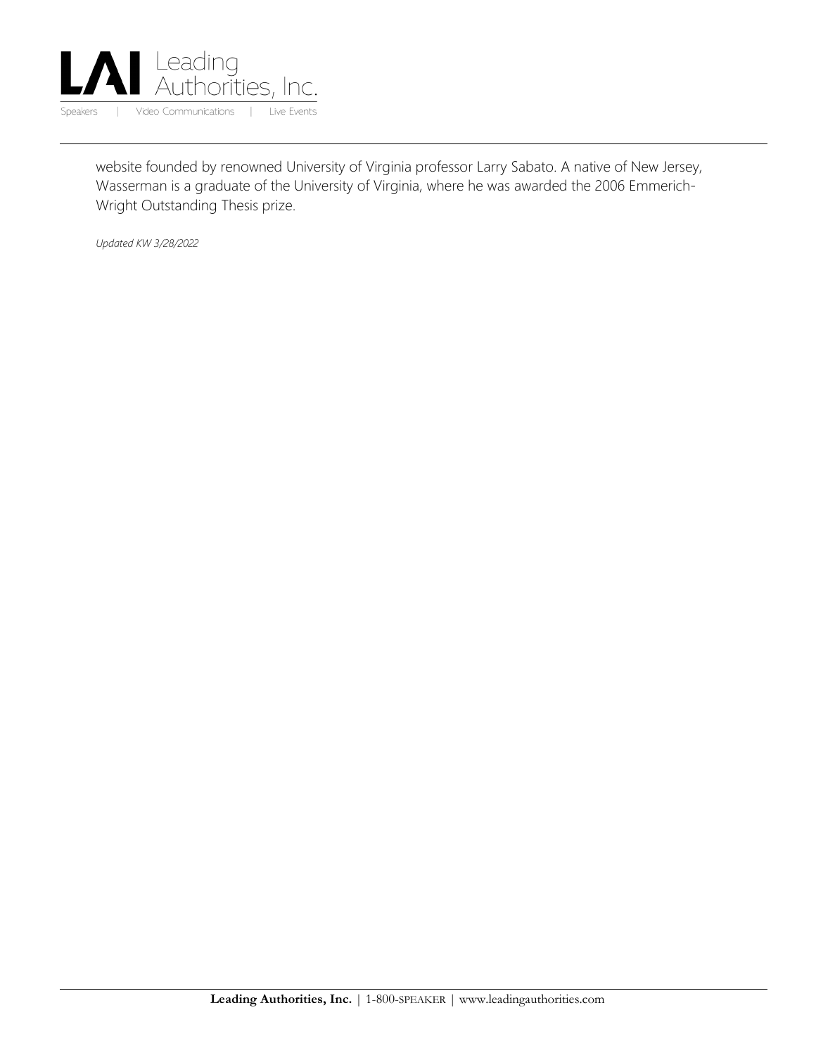website founded by renowned University of Virginia professor Larry Sabato. A native of New Jersey, Wasserman is a graduate of the University of Virginia, where he was awarded the 2006 Emmerich-Wright Outstanding Thesis prize.

*Updated KW 3/28/2022*